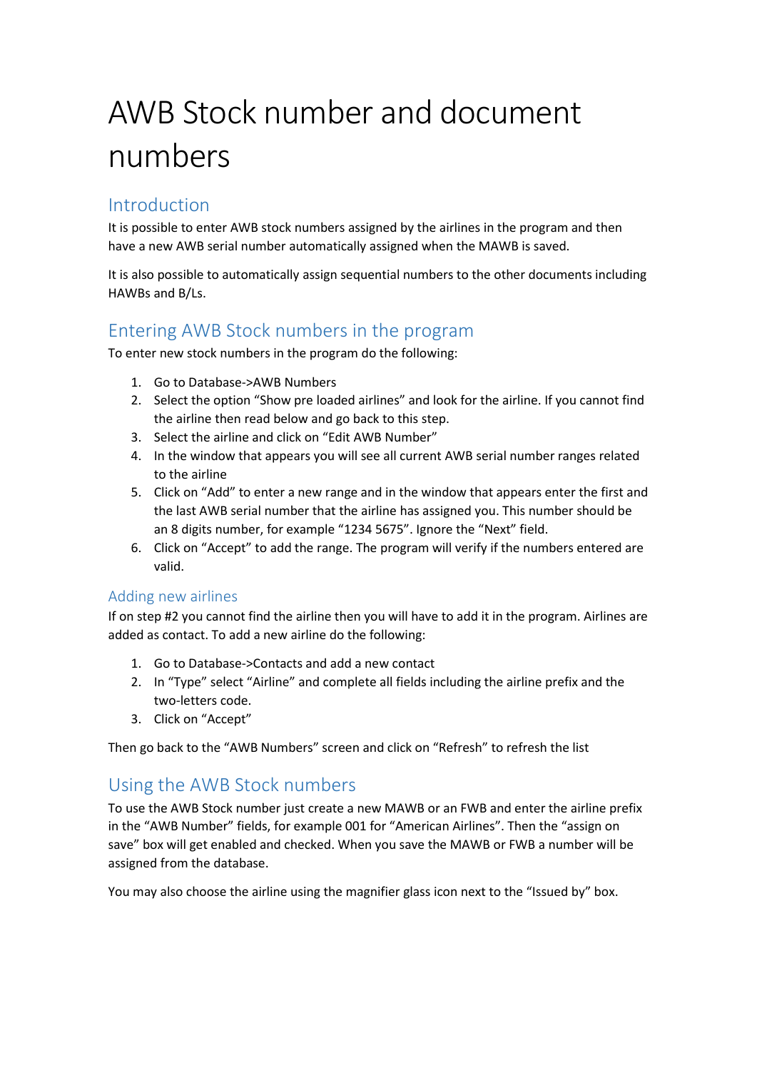# AWB Stock number and document numbers

## Introduction

It is possible to enter AWB stock numbers assigned by the airlines in the program and then have a new AWB serial number automatically assigned when the MAWB is saved.

It is also possible to automatically assign sequential numbers to the other documents including HAWBs and B/Ls.

## Entering AWB Stock numbers in the program

To enter new stock numbers in the program do the following:

1. Go to Database->AWB Numbers
2. Select the option “Show pre loaded airlines” and look for the airline. If you cannot find the airline then read below and go back to this step.
3. Select the airline and click on “Edit AWB Number”
4. In the window that appears you will see all current AWB serial number ranges related to the airline
5. Click on “Add” to enter a new range and in the window that appears enter the first and the last AWB serial number that the airline has assigned you. This number should be an 8 digits number, for example “1234 5675”. Ignore the “Next” field.
6. Click on “Accept” to add the range. The program will verify if the numbers entered are valid.

### Adding new airlines

If on step #2 you cannot find the airline then you will have to add it in the program. Airlines are added as contact. To add a new airline do the following:

1. Go to Database->Contacts and add a new contact
2. In “Type” select “Airline” and complete all fields including the airline prefix and the two-letters code.
3. Click on “Accept”

Then go back to the “AWB Numbers” screen and click on “Refresh” to refresh the list

## Using the AWB Stock numbers

To use the AWB Stock number just create a new MAWB or an FWB and enter the airline prefix in the “AWB Number” fields, for example 001 for “American Airlines”. Then the “assign on save” box will get enabled and checked. When you save the MAWB or FWB a number will be assigned from the database.

You may also choose the airline using the magnifier glass icon next to the “Issued by” box.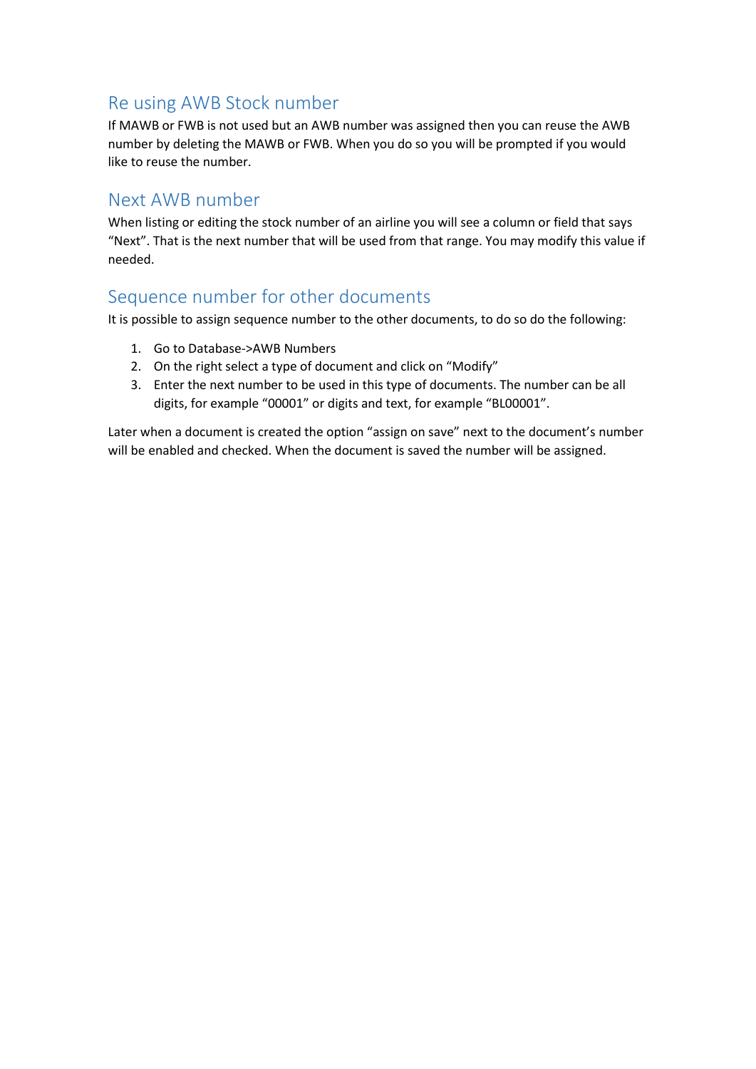## Re using AWB Stock number

If MAWB or FWB is not used but an AWB number was assigned then you can reuse the AWB number by deleting the MAWB or FWB. When you do so you will be prompted if you would like to reuse the number.

## Next AWB number

When listing or editing the stock number of an airline you will see a column or field that says "Next". That is the next number that will be used from that range. You may modify this value if needed.

## Sequence number for other documents

It is possible to assign sequence number to the other documents, to do so do the following:

1. Go to Database->AWB Numbers
2. On the right select a type of document and click on "Modify"
3. Enter the next number to be used in this type of documents. The number can be all digits, for example "00001" or digits and text, for example "BL00001".

Later when a document is created the option "assign on save" next to the document's number will be enabled and checked. When the document is saved the number will be assigned.